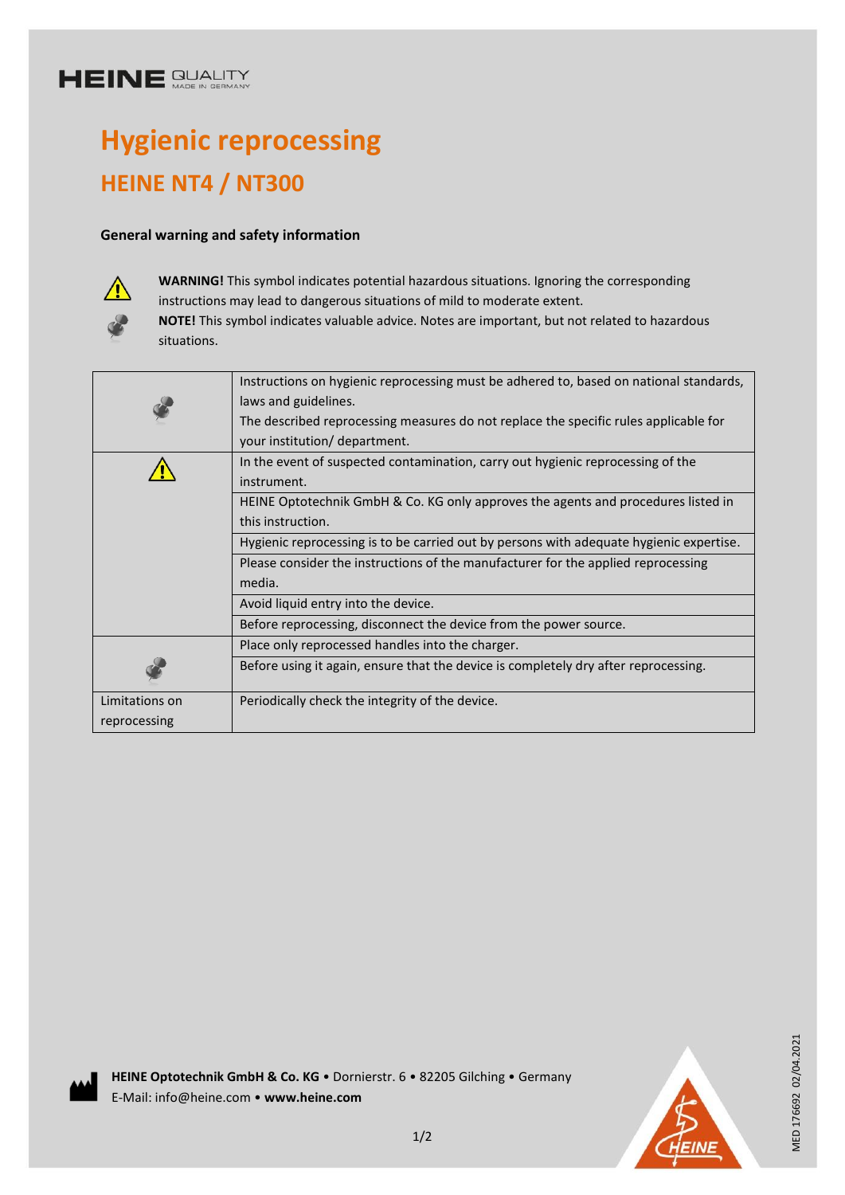HEINE QUALITY MADE IN GERMANY

# Hygienic reprocessing

## HEINE NT4 / NT300

### General warning and safety information

**WARNING!** This symbol indicates potential hazardous situations. Ignoring the corresponding instructions may lead to dangerous situations of mild to moderate extent.

**NOTE!** This symbol indicates valuable advice. Notes are important, but not related to hazardous situations.

| | |
|---|---|
| NOTE | Instructions on hygienic reprocessing must be adhered to, based on national standards, laws and guidelines. The described reprocessing measures do not replace the specific rules applicable for your institution/ department. |
| WARNING | In the event of suspected contamination, carry out hygienic reprocessing of the instrument. |
| | HEINE Optotechnik GmbH & Co. KG only approves the agents and procedures listed in this instruction. |
| | Hygienic reprocessing is to be carried out by persons with adequate hygienic expertise. |
| | Please consider the instructions of the manufacturer for the applied reprocessing media. |
| | Avoid liquid entry into the device. |
| | Before reprocessing, disconnect the device from the power source. |
| NOTE | Place only reprocessed handles into the charger. |
| | Before using it again, ensure that the device is completely dry after reprocessing. |
| Limitations on reprocessing | Periodically check the integrity of the device. |

**HEINE Optotechnik GmbH & Co. KG** • Dornierstr. 6 • 82205 Gilching • Germany
E-Mail: info@heine.com • **www.heine.com**

MED 176692 02/04.2021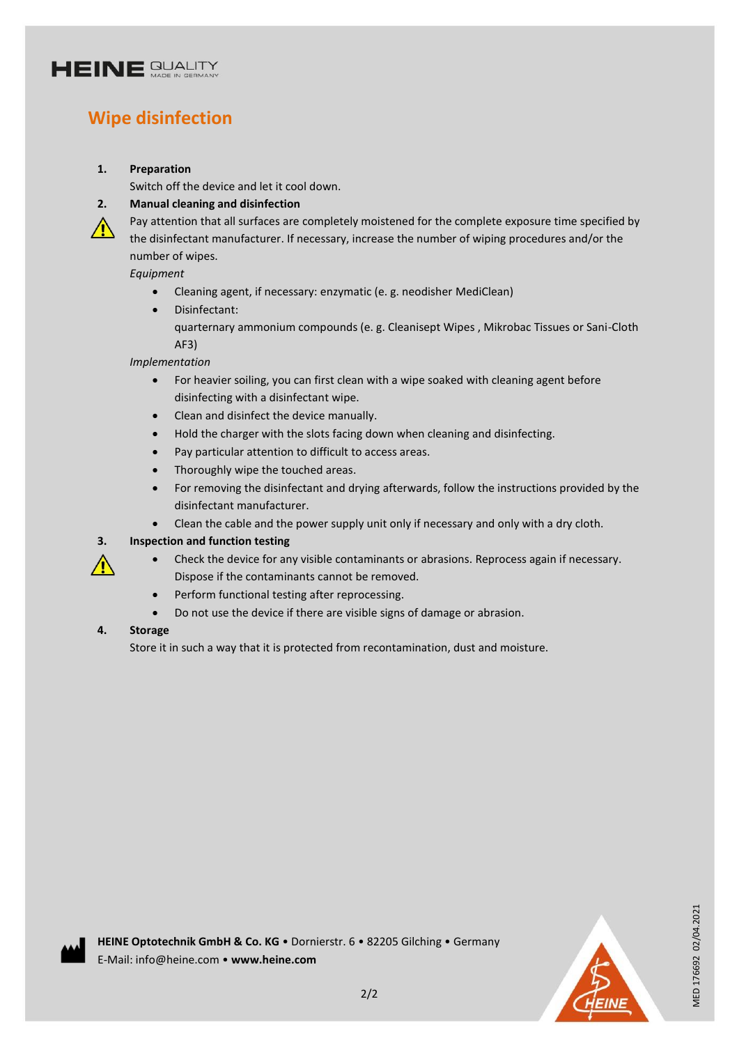# Wipe disinfection

1. **Preparation**

   Switch off the device and let it cool down.

2. **Manual cleaning and disinfection**

   ⚠ Pay attention that all surfaces are completely moistened for the complete exposure time specified by the disinfectant manufacturer. If necessary, increase the number of wiping procedures and/or the number of wipes.

   *Equipment*

   - Cleaning agent, if necessary: enzymatic (e. g. neodisher MediClean)
   - Disinfectant:
     quarternary ammonium compounds (e. g. Cleanisept Wipes , Mikrobac Tissues or Sani-Cloth AF3)

   *Implementation*

   - For heavier soiling, you can first clean with a wipe soaked with cleaning agent before disinfecting with a disinfectant wipe.
   - Clean and disinfect the device manually.
   - Hold the charger with the slots facing down when cleaning and disinfecting.
   - Pay particular attention to difficult to access areas.
   - Thoroughly wipe the touched areas.
   - For removing the disinfectant and drying afterwards, follow the instructions provided by the disinfectant manufacturer.
   - Clean the cable and the power supply unit only if necessary and only with a dry cloth.

3. **Inspection and function testing**

   ⚠

   - Check the device for any visible contaminants or abrasions. Reprocess again if necessary. Dispose if the contaminants cannot be removed.
   - Perform functional testing after reprocessing.
   - Do not use the device if there are visible signs of damage or abrasion.

4. **Storage**

   Store it in such a way that it is protected from recontamination, dust and moisture.

**HEINE Optotechnik GmbH & Co. KG** • Dornierstr. 6 • 82205 Gilching • Germany
E-Mail: info@heine.com • **www.heine.com**

MED 176692 02/04.2021